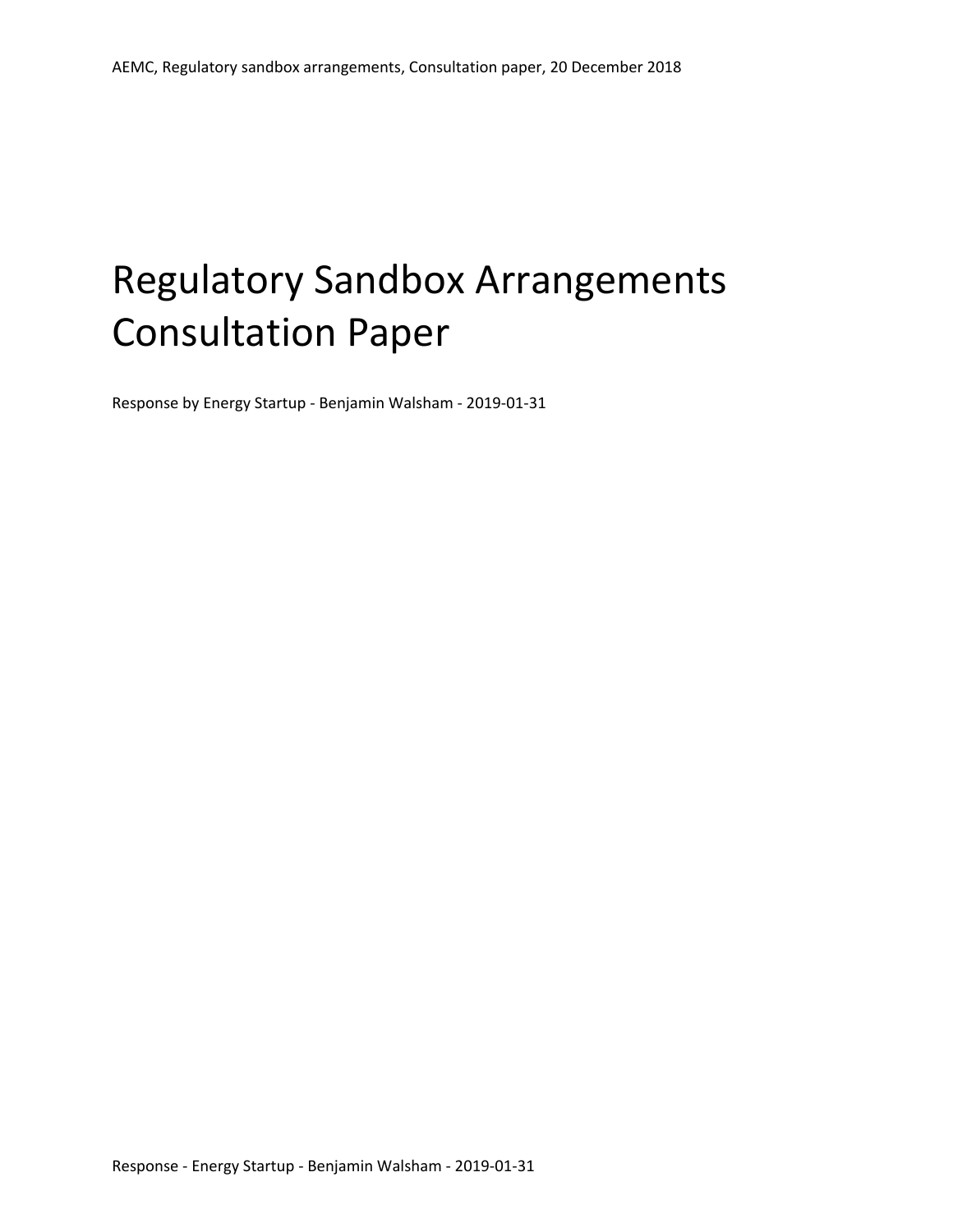# Regulatory Sandbox Arrangements Consultation Paper

Response by Energy Startup - Benjamin Walsham - 2019-01-31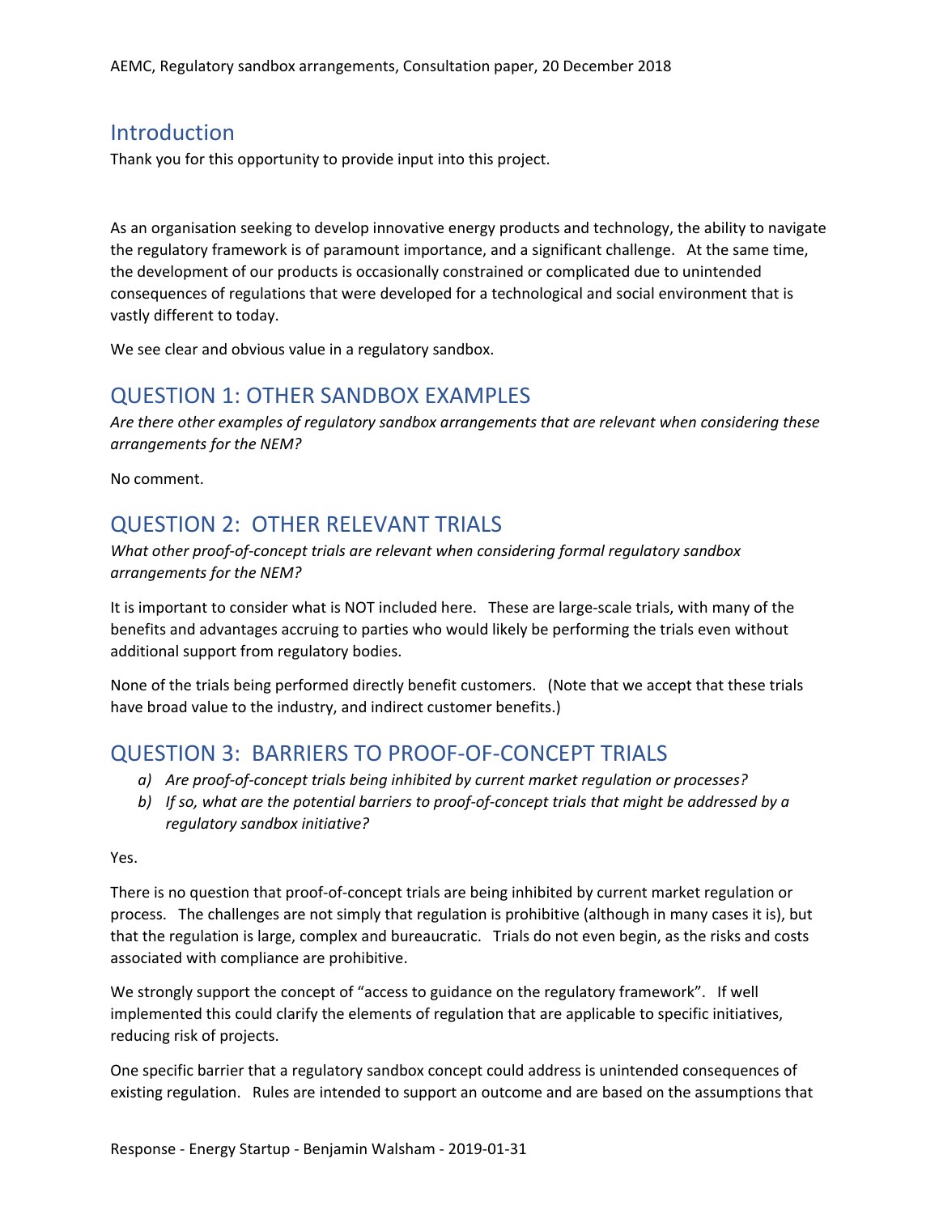## Introduction

Thank you for this opportunity to provide input into this project.

As an organisation seeking to develop innovative energy products and technology, the ability to navigate the regulatory framework is of paramount importance, and a significant challenge. At the same time, the development of our products is occasionally constrained or complicated due to unintended consequences of regulations that were developed for a technological and social environment that is vastly different to today.

We see clear and obvious value in a regulatory sandbox.

## QUESTION 1: OTHER SANDBOX EXAMPLES

*Are there other examples of regulatory sandbox arrangements that are relevant when considering these arrangements for the NEM?*

No comment.

## QUESTION 2: OTHER RELEVANT TRIALS

*What other proof-of-concept trials are relevant when considering formal regulatory sandbox arrangements for the NEM?*

It is important to consider what is NOT included here. These are large-scale trials, with many of the benefits and advantages accruing to parties who would likely be performing the trials even without additional support from regulatory bodies.

None of the trials being performed directly benefit customers. (Note that we accept that these trials have broad value to the industry, and indirect customer benefits.)

## QUESTION 3: BARRIERS TO PROOF-OF-CONCEPT TRIALS

a) *Are proof-of-concept trials being inhibited by current market regulation or processes?*
b) *If so, what are the potential barriers to proof-of-concept trials that might be addressed by a regulatory sandbox initiative?*

Yes.

There is no question that proof-of-concept trials are being inhibited by current market regulation or process. The challenges are not simply that regulation is prohibitive (although in many cases it is), but that the regulation is large, complex and bureaucratic. Trials do not even begin, as the risks and costs associated with compliance are prohibitive.

We strongly support the concept of "access to guidance on the regulatory framework". If well implemented this could clarify the elements of regulation that are applicable to specific initiatives, reducing risk of projects.

One specific barrier that a regulatory sandbox concept could address is unintended consequences of existing regulation. Rules are intended to support an outcome and are based on the assumptions that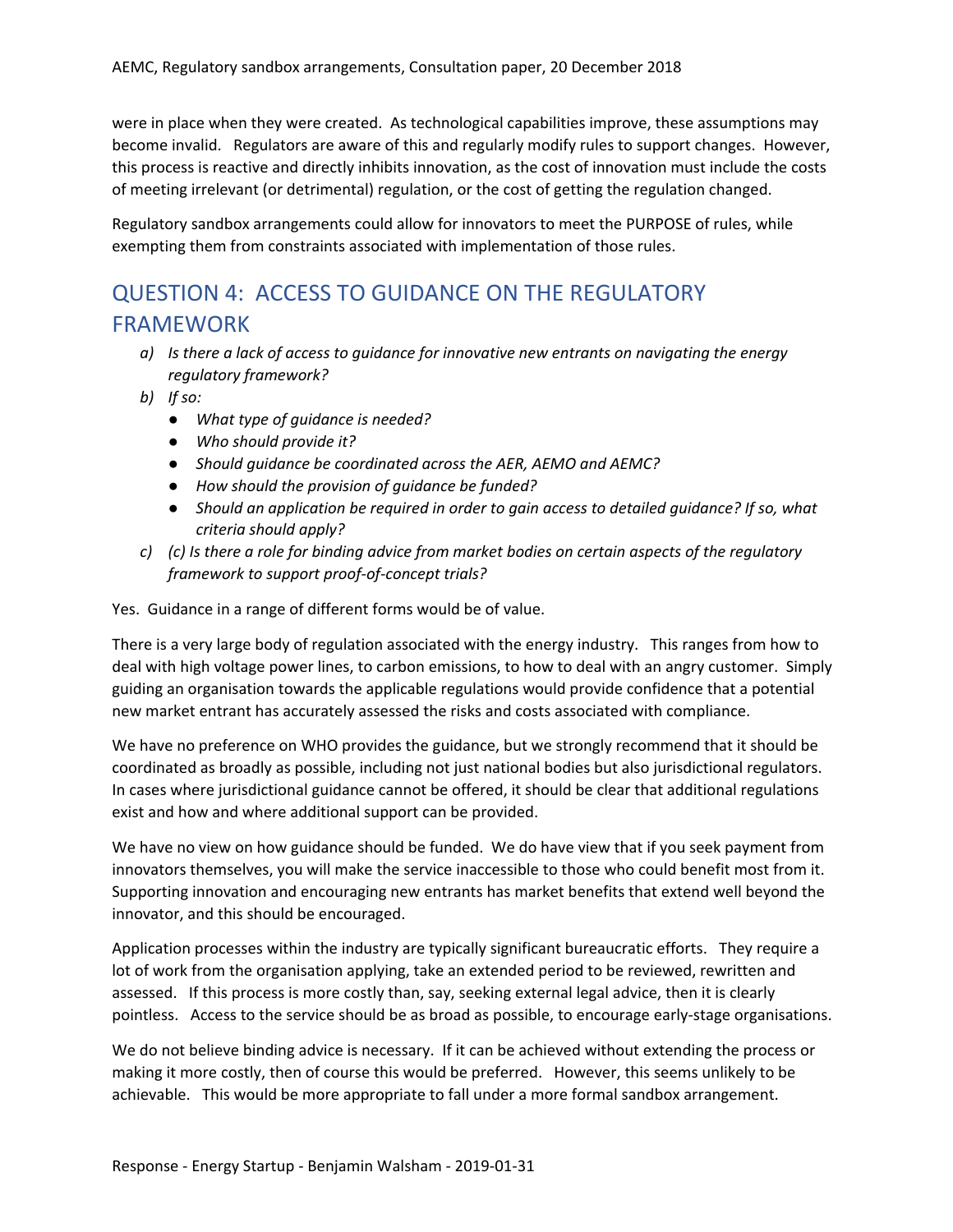were in place when they were created. As technological capabilities improve, these assumptions may become invalid. Regulators are aware of this and regularly modify rules to support changes. However, this process is reactive and directly inhibits innovation, as the cost of innovation must include the costs of meeting irrelevant (or detrimental) regulation, or the cost of getting the regulation changed.

Regulatory sandbox arrangements could allow for innovators to meet the PURPOSE of rules, while exempting them from constraints associated with implementation of those rules.

## QUESTION 4: ACCESS TO GUIDANCE ON THE REGULATORY FRAMEWORK

a) *Is there a lack of access to guidance for innovative new entrants on navigating the energy regulatory framework?*

b) *If so:*
   - *What type of guidance is needed?*
   - *Who should provide it?*
   - *Should guidance be coordinated across the AER, AEMO and AEMC?*
   - *How should the provision of guidance be funded?*
   - *Should an application be required in order to gain access to detailed guidance? If so, what criteria should apply?*

c) *(c) Is there a role for binding advice from market bodies on certain aspects of the regulatory framework to support proof-of-concept trials?*

Yes. Guidance in a range of different forms would be of value.

There is a very large body of regulation associated with the energy industry. This ranges from how to deal with high voltage power lines, to carbon emissions, to how to deal with an angry customer. Simply guiding an organisation towards the applicable regulations would provide confidence that a potential new market entrant has accurately assessed the risks and costs associated with compliance.

We have no preference on WHO provides the guidance, but we strongly recommend that it should be coordinated as broadly as possible, including not just national bodies but also jurisdictional regulators. In cases where jurisdictional guidance cannot be offered, it should be clear that additional regulations exist and how and where additional support can be provided.

We have no view on how guidance should be funded. We do have view that if you seek payment from innovators themselves, you will make the service inaccessible to those who could benefit most from it. Supporting innovation and encouraging new entrants has market benefits that extend well beyond the innovator, and this should be encouraged.

Application processes within the industry are typically significant bureaucratic efforts. They require a lot of work from the organisation applying, take an extended period to be reviewed, rewritten and assessed. If this process is more costly than, say, seeking external legal advice, then it is clearly pointless. Access to the service should be as broad as possible, to encourage early-stage organisations.

We do not believe binding advice is necessary. If it can be achieved without extending the process or making it more costly, then of course this would be preferred. However, this seems unlikely to be achievable. This would be more appropriate to fall under a more formal sandbox arrangement.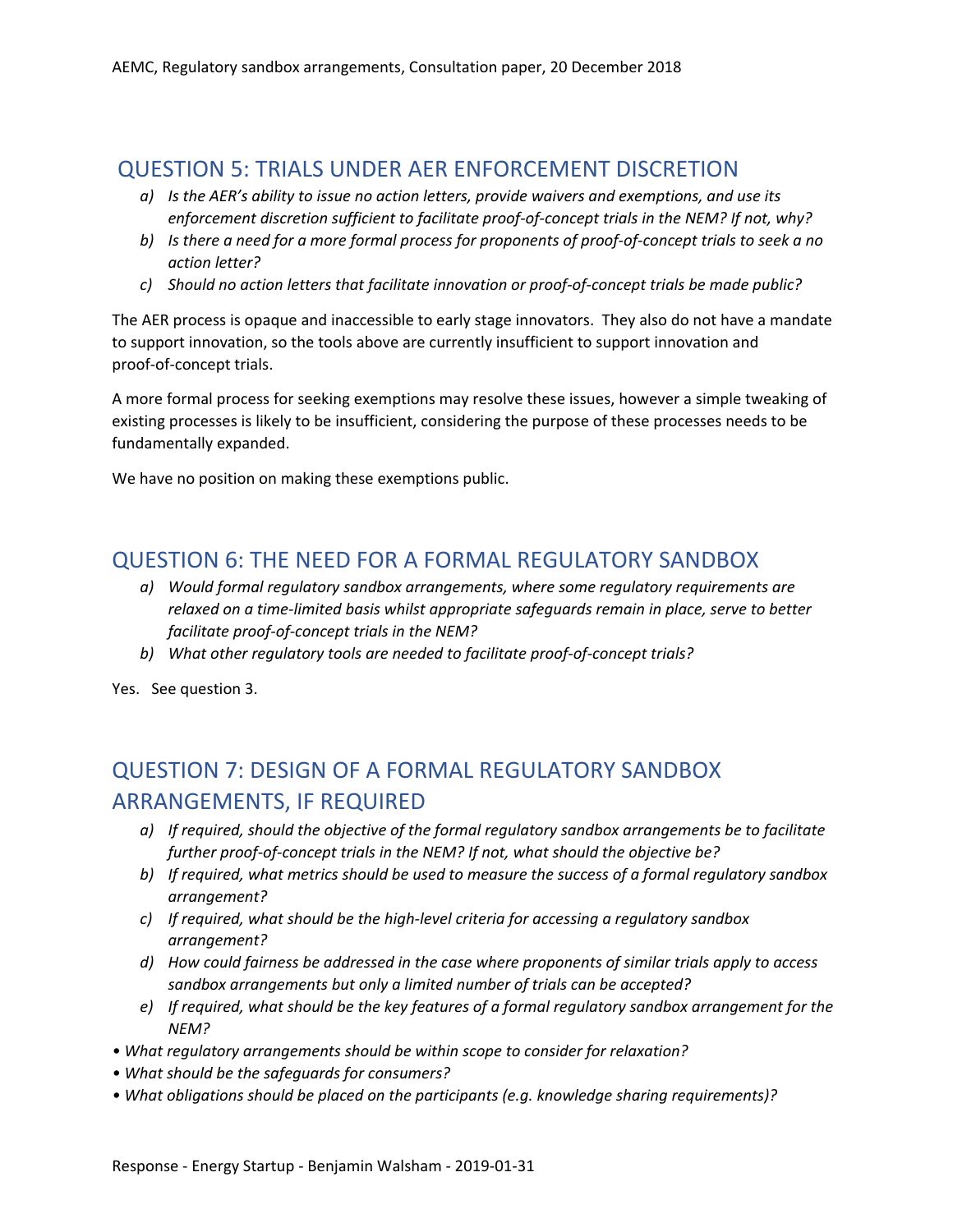## QUESTION 5: TRIALS UNDER AER ENFORCEMENT DISCRETION

a) *Is the AER's ability to issue no action letters, provide waivers and exemptions, and use its enforcement discretion sufficient to facilitate proof-of-concept trials in the NEM? If not, why?*
b) *Is there a need for a more formal process for proponents of proof-of-concept trials to seek a no action letter?*
c) *Should no action letters that facilitate innovation or proof-of-concept trials be made public?*

The AER process is opaque and inaccessible to early stage innovators. They also do not have a mandate to support innovation, so the tools above are currently insufficient to support innovation and proof-of-concept trials.

A more formal process for seeking exemptions may resolve these issues, however a simple tweaking of existing processes is likely to be insufficient, considering the purpose of these processes needs to be fundamentally expanded.

We have no position on making these exemptions public.

## QUESTION 6: THE NEED FOR A FORMAL REGULATORY SANDBOX

a) *Would formal regulatory sandbox arrangements, where some regulatory requirements are relaxed on a time-limited basis whilst appropriate safeguards remain in place, serve to better facilitate proof-of-concept trials in the NEM?*
b) *What other regulatory tools are needed to facilitate proof-of-concept trials?*

Yes. See question 3.

## QUESTION 7: DESIGN OF A FORMAL REGULATORY SANDBOX ARRANGEMENTS, IF REQUIRED

a) *If required, should the objective of the formal regulatory sandbox arrangements be to facilitate further proof-of-concept trials in the NEM? If not, what should the objective be?*
b) *If required, what metrics should be used to measure the success of a formal regulatory sandbox arrangement?*
c) *If required, what should be the high-level criteria for accessing a regulatory sandbox arrangement?*
d) *How could fairness be addressed in the case where proponents of similar trials apply to access sandbox arrangements but only a limited number of trials can be accepted?*
e) *If required, what should be the key features of a formal regulatory sandbox arrangement for the NEM?*

- *What regulatory arrangements should be within scope to consider for relaxation?*
- *What should be the safeguards for consumers?*
- *What obligations should be placed on the participants (e.g. knowledge sharing requirements)?*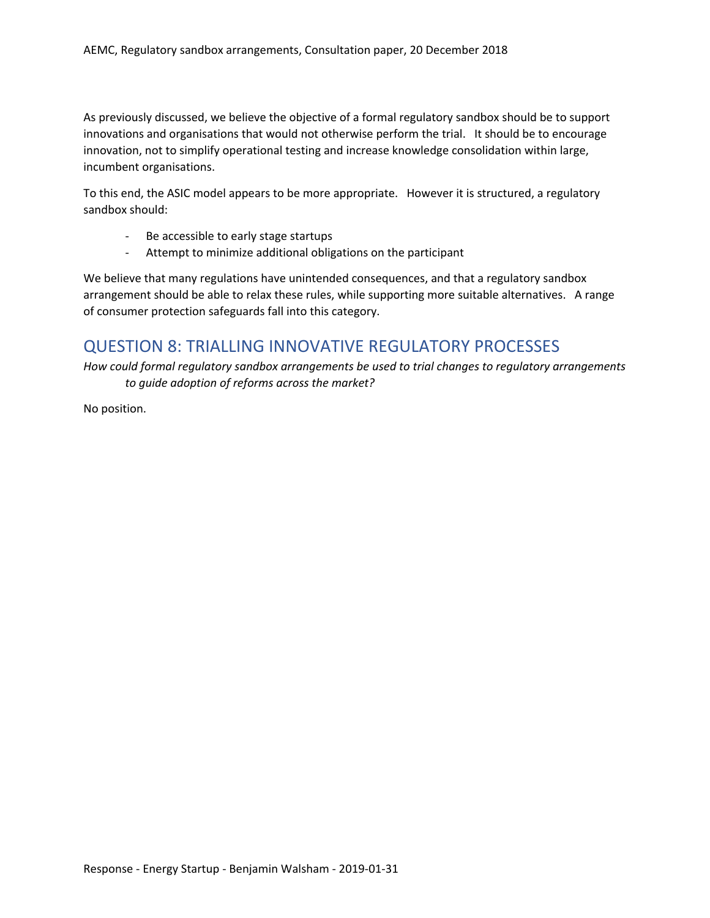As previously discussed, we believe the objective of a formal regulatory sandbox should be to support innovations and organisations that would not otherwise perform the trial. It should be to encourage innovation, not to simplify operational testing and increase knowledge consolidation within large, incumbent organisations.

To this end, the ASIC model appears to be more appropriate. However it is structured, a regulatory sandbox should:

- Be accessible to early stage startups
- Attempt to minimize additional obligations on the participant

We believe that many regulations have unintended consequences, and that a regulatory sandbox arrangement should be able to relax these rules, while supporting more suitable alternatives. A range of consumer protection safeguards fall into this category.

## QUESTION 8: TRIALLING INNOVATIVE REGULATORY PROCESSES

*How could formal regulatory sandbox arrangements be used to trial changes to regulatory arrangements to guide adoption of reforms across the market?*

No position.